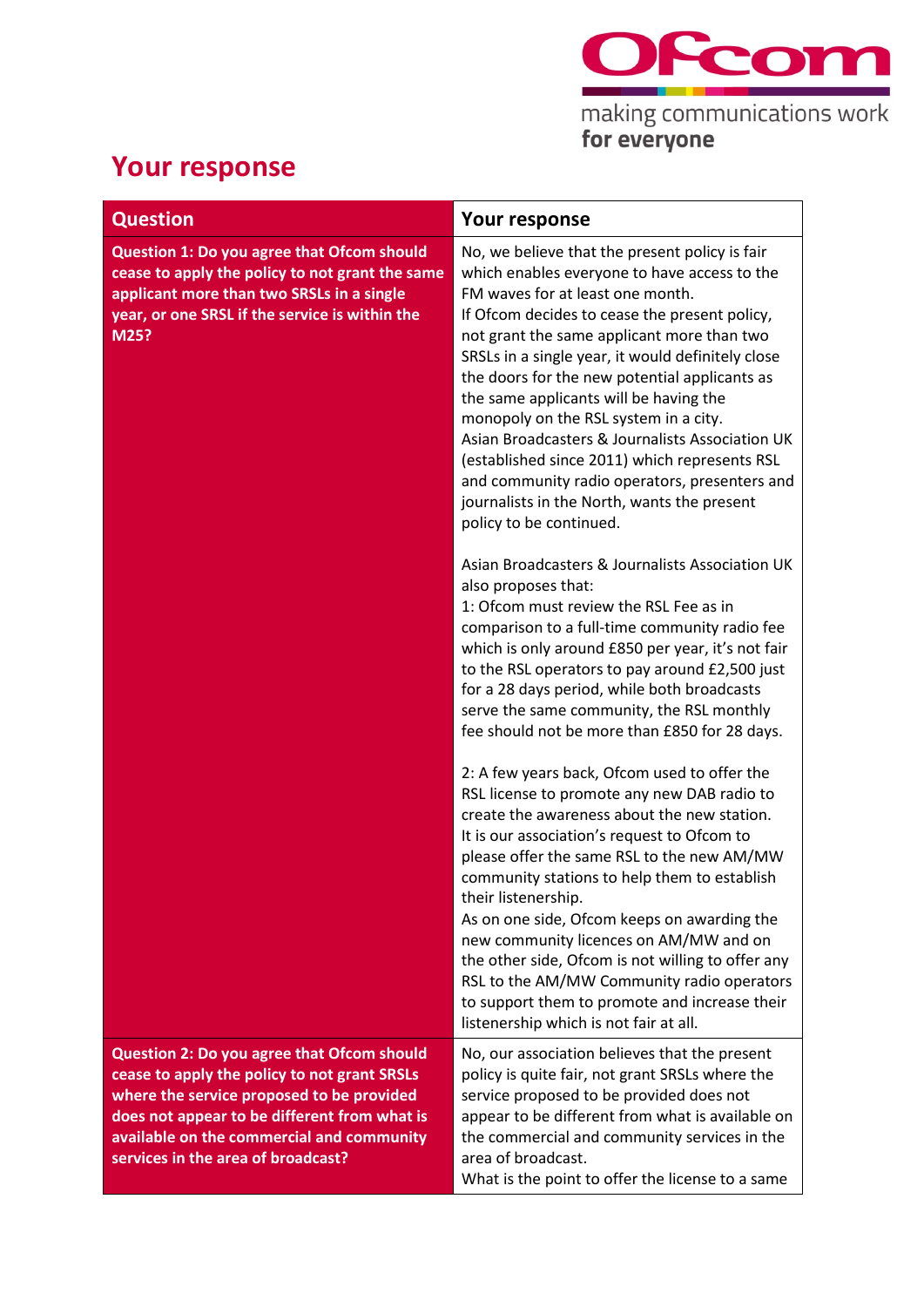# Your response

| Question | Your response |
| --- | --- |
| **Question 1: Do you agree that Ofcom should cease to apply the policy to not grant the same applicant more than two SRSLs in a single year, or one SRSL if the service is within the M25?** | No, we believe that the present policy is fair which enables everyone to have access to the FM waves for at least one month.<br>If Ofcom decides to cease the present policy, not grant the same applicant more than two SRSLs in a single year, it would definitely close the doors for the new potential applicants as the same applicants will be having the monopoly on the RSL system in a city.<br>Asian Broadcasters & Journalists Association UK (established since 2011) which represents RSL and community radio operators, presenters and journalists in the North, wants the present policy to be continued.<br><br>Asian Broadcasters & Journalists Association UK also proposes that:<br>1: Ofcom must review the RSL Fee as in comparison to a full-time community radio fee which is only around £850 per year, it's not fair to the RSL operators to pay around £2,500 just for a 28 days period, while both broadcasts serve the same community, the RSL monthly fee should not be more than £850 for 28 days.<br><br>2: A few years back, Ofcom used to offer the RSL license to promote any new DAB radio to create the awareness about the new station. It is our association's request to Ofcom to please offer the same RSL to the new AM/MW community stations to help them to establish their listenership.<br>As on one side, Ofcom keeps on awarding the new community licences on AM/MW and on the other side, Ofcom is not willing to offer any RSL to the AM/MW Community radio operators to support them to promote and increase their listenership which is not fair at all. |
| **Question 2: Do you agree that Ofcom should cease to apply the policy to not grant SRSLs where the service proposed to be provided does not appear to be different from what is available on the commercial and community services in the area of broadcast?** | No, our association believes that the present policy is quite fair, not grant SRSLs where the service proposed to be provided does not appear to be different from what is available on the commercial and community services in the area of broadcast.<br>What is the point to offer the license to a same |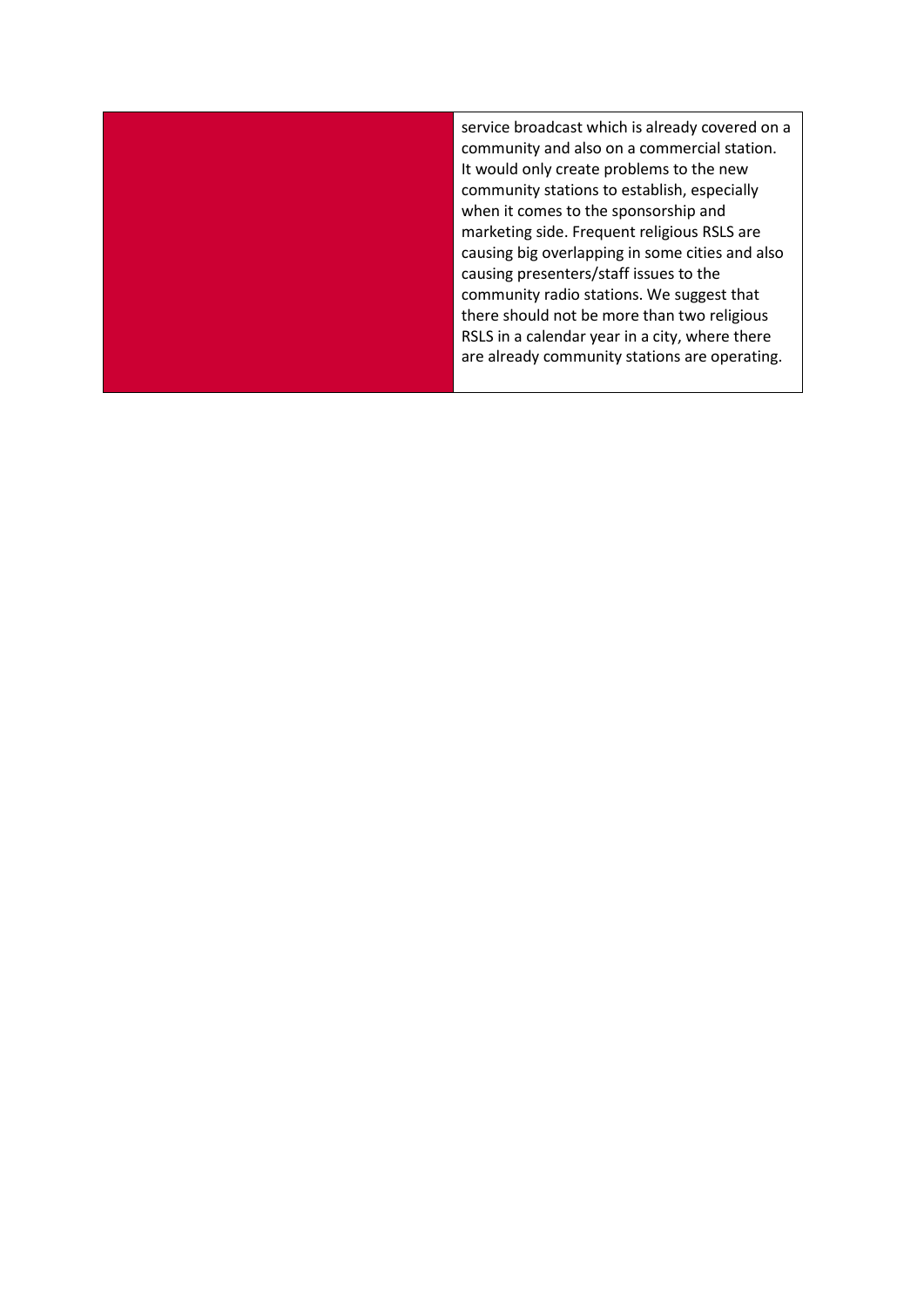| | |
|---|---|
| | service broadcast which is already covered on a community and also on a commercial station. It would only create problems to the new community stations to establish, especially when it comes to the sponsorship and marketing side. Frequent religious RSLS are causing big overlapping in some cities and also causing presenters/staff issues to the community radio stations. We suggest that there should not be more than two religious RSLS in a calendar year in a city, where there are already community stations are operating. |